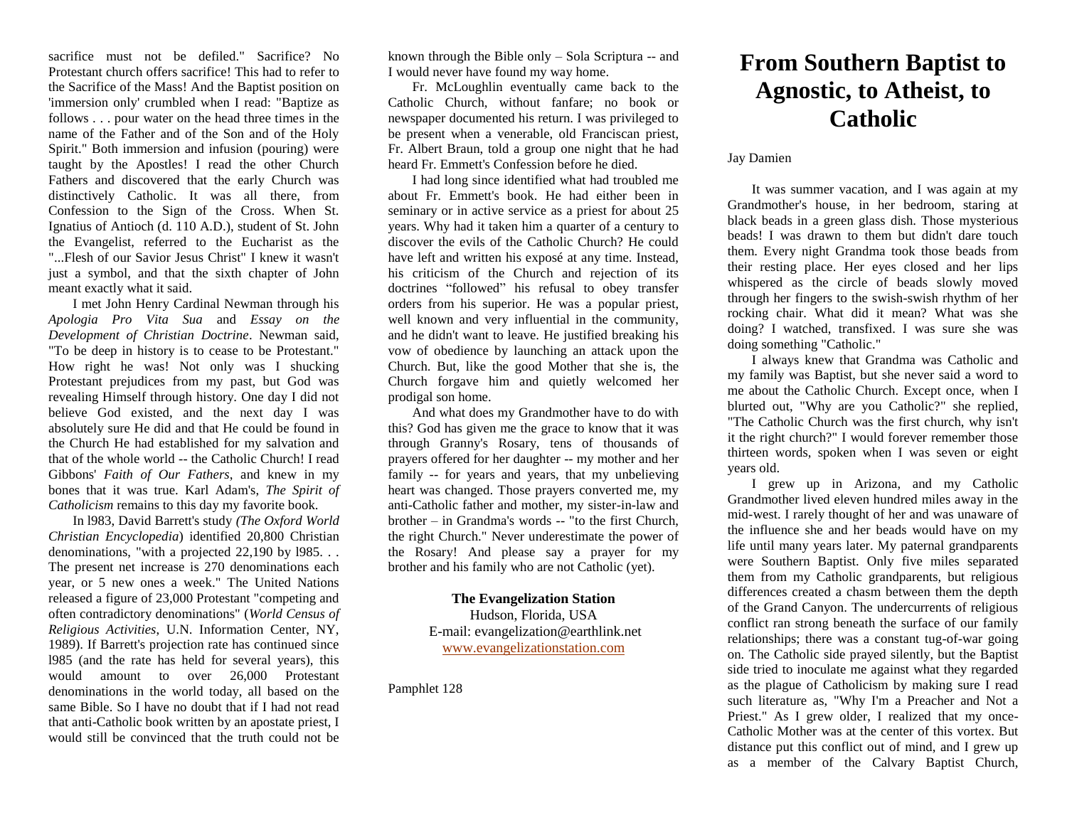sacrifice must not be defiled." Sacrifice? No Protestant church offers sacrifice! This had to refer to the Sacrifice of the Mass! And the Baptist position on 'immersion only' crumbled when I read: "Baptize as follows . . . pour water on the head three times in the name of the Father and of the Son and of the Holy Spirit." Both immersion and infusion (pouring) were taught by the Apostles! I read the other Church Fathers and discovered that the early Church was distinctively Catholic. It was all there, from Confession to the Sign of the Cross. When St. Ignatius of Antioch (d. 110 A.D.), student of St. John the Evangelist, referred to the Eucharist as the "...Flesh of our Savior Jesus Christ" I knew it wasn't just a symbol, and that the sixth chapter of John meant exactly what it said.

I met John Henry Cardinal Newman through his *Apologia Pro Vita Sua* and *Essay on the Development of Christian Doctrine*. Newman said, "To be deep in history is to cease to be Protestant." How right he was! Not only was I shucking Protestant prejudices from my past, but God was revealing Himself through history. One day I did not believe God existed, and the next day I was absolutely sure He did and that He could be found in the Church He had established for my salvation and that of the whole world -- the Catholic Church! I read Gibbons' *Faith of Our Fathers*, and knew in my bones that it was true. Karl Adam's, *The Spirit of Catholicism* remains to this day my favorite book.

In l983, David Barrett's study *(The Oxford World Christian Encyclopedia*) identified 20,800 Christian denominations, "with a projected 22,190 by l985. . . The present net increase is 270 denominations each year, or 5 new ones a week." The United Nations released a figure of 23,000 Protestant "competing and often contradictory denominations" (*World Census of Religious Activities*, U.N. Information Center, NY, 1989). If Barrett's projection rate has continued since l985 (and the rate has held for several years), this would amount to over 26,000 Protestant denominations in the world today, all based on the same Bible. So I have no doubt that if I had not read that anti-Catholic book written by an apostate priest, I would still be convinced that the truth could not be known through the Bible only – Sola Scriptura -- and I would never have found my way home.

Fr. McLoughlin eventually came back to the Catholic Church, without fanfare; no book or newspaper documented his return. I was privileged to be present when a venerable, old Franciscan priest, Fr. Albert Braun, told a group one night that he had heard Fr. Emmett's Confession before he died.

I had long since identified what had troubled me about Fr. Emmett's book. He had either been in seminary or in active service as a priest for about 25 years. Why had it taken him a quarter of a century to discover the evils of the Catholic Church? He could have left and written his exposé at any time. Instead, his criticism of the Church and rejection of its doctrines “followed” his refusal to obey transfer orders from his superior. He was a popular priest, well known and very influential in the community, and he didn't want to leave. He justified breaking his vow of obedience by launching an attack upon the Church. But, like the good Mother that she is, the Church forgave him and quietly welcomed her prodigal son home.

And what does my Grandmother have to do with this? God has given me the grace to know that it was through Granny's Rosary, tens of thousands of prayers offered for her daughter -- my mother and her family -- for years and years, that my unbelieving heart was changed. Those prayers converted me, my anti-Catholic father and mother, my sister-in-law and brother – in Grandma's words -- "to the first Church, the right Church." Never underestimate the power of the Rosary! And please say a prayer for my brother and his family who are not Catholic (yet).

**The Evangelization Station**
Hudson, Florida, USA
E-mail: evangelization@earthlink.net
www.evangelizationstation.com

Pamphlet 128

# From Southern Baptist to Agnostic, to Atheist, to Catholic

Jay Damien

It was summer vacation, and I was again at my Grandmother's house, in her bedroom, staring at black beads in a green glass dish. Those mysterious beads! I was drawn to them but didn't dare touch them. Every night Grandma took those beads from their resting place. Her eyes closed and her lips whispered as the circle of beads slowly moved through her fingers to the swish-swish rhythm of her rocking chair. What did it mean? What was she doing? I watched, transfixed. I was sure she was doing something "Catholic."

I always knew that Grandma was Catholic and my family was Baptist, but she never said a word to me about the Catholic Church. Except once, when I blurted out, "Why are you Catholic?" she replied, "The Catholic Church was the first church, why isn't it the right church?" I would forever remember those thirteen words, spoken when I was seven or eight years old.

I grew up in Arizona, and my Catholic Grandmother lived eleven hundred miles away in the mid-west. I rarely thought of her and was unaware of the influence she and her beads would have on my life until many years later. My paternal grandparents were Southern Baptist. Only five miles separated them from my Catholic grandparents, but religious differences created a chasm between them the depth of the Grand Canyon. The undercurrents of religious conflict ran strong beneath the surface of our family relationships; there was a constant tug-of-war going on. The Catholic side prayed silently, but the Baptist side tried to inoculate me against what they regarded as the plague of Catholicism by making sure I read such literature as, "Why I'm a Preacher and Not a Priest." As I grew older, I realized that my once-Catholic Mother was at the center of this vortex. But distance put this conflict out of mind, and I grew up as a member of the Calvary Baptist Church,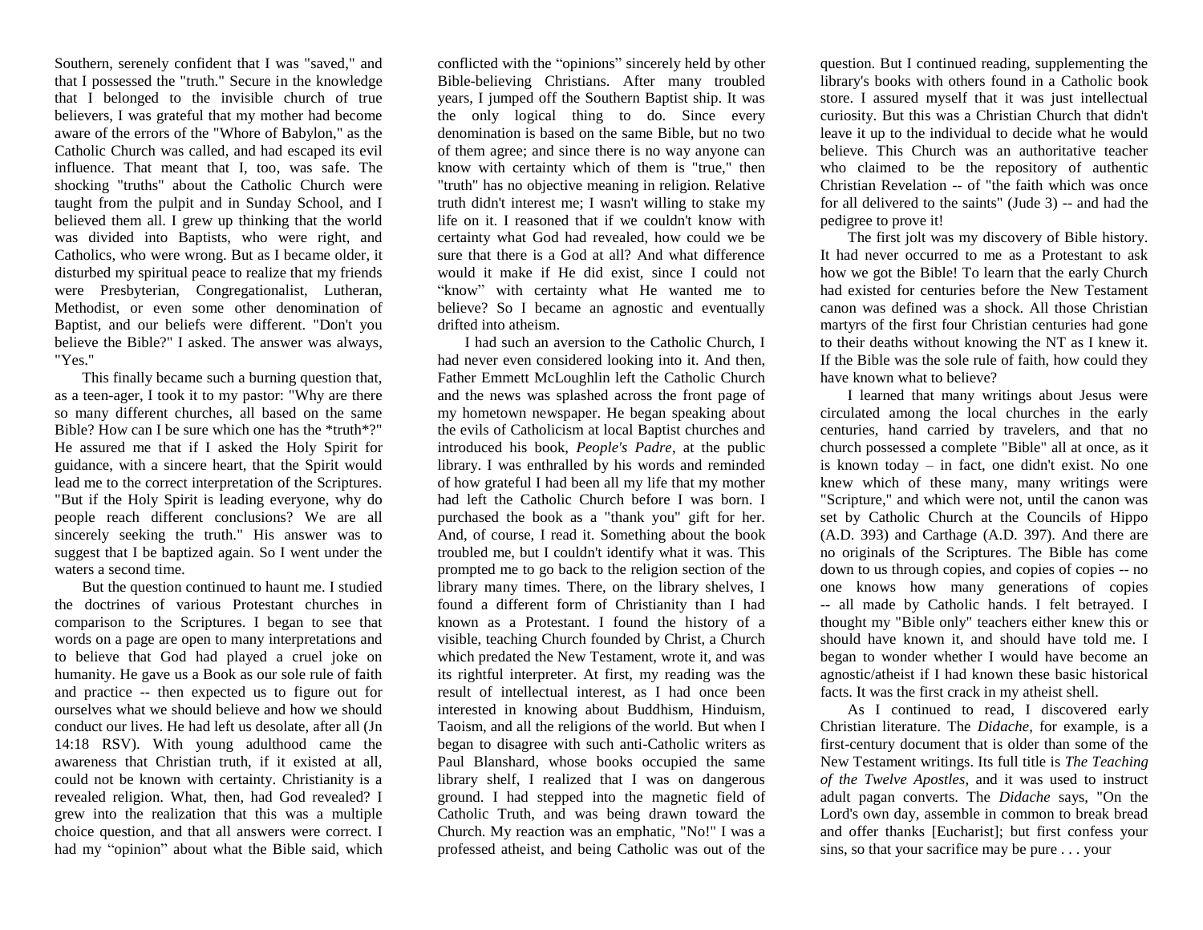Southern, serenely confident that I was "saved," and that I possessed the "truth." Secure in the knowledge that I belonged to the invisible church of true believers, I was grateful that my mother had become aware of the errors of the "Whore of Babylon," as the Catholic Church was called, and had escaped its evil influence. That meant that I, too, was safe. The shocking "truths" about the Catholic Church were taught from the pulpit and in Sunday School, and I believed them all. I grew up thinking that the world was divided into Baptists, who were right, and Catholics, who were wrong. But as I became older, it disturbed my spiritual peace to realize that my friends were Presbyterian, Congregationalist, Lutheran, Methodist, or even some other denomination of Baptist, and our beliefs were different. "Don't you believe the Bible?" I asked. The answer was always, "Yes."

This finally became such a burning question that, as a teen-ager, I took it to my pastor: "Why are there so many different churches, all based on the same Bible? How can I be sure which one has the *truth*?" He assured me that if I asked the Holy Spirit for guidance, with a sincere heart, that the Spirit would lead me to the correct interpretation of the Scriptures. "But if the Holy Spirit is leading everyone, why do people reach different conclusions? We are all sincerely seeking the truth." His answer was to suggest that I be baptized again. So I went under the waters a second time.

But the question continued to haunt me. I studied the doctrines of various Protestant churches in comparison to the Scriptures. I began to see that words on a page are open to many interpretations and to believe that God had played a cruel joke on humanity. He gave us a Book as our sole rule of faith and practice -- then expected us to figure out for ourselves what we should believe and how we should conduct our lives. He had left us desolate, after all (Jn 14:18 RSV). With young adulthood came the awareness that Christian truth, if it existed at all, could not be known with certainty. Christianity is a revealed religion. What, then, had God revealed? I grew into the realization that this was a multiple choice question, and that all answers were correct. I had my "opinion" about what the Bible said, which conflicted with the "opinions" sincerely held by other Bible-believing Christians. After many troubled years, I jumped off the Southern Baptist ship. It was the only logical thing to do. Since every denomination is based on the same Bible, but no two of them agree; and since there is no way anyone can know with certainty which of them is "true," then "truth" has no objective meaning in religion. Relative truth didn't interest me; I wasn't willing to stake my life on it. I reasoned that if we couldn't know with certainty what God had revealed, how could we be sure that there is a God at all? And what difference would it make if He did exist, since I could not "know" with certainty what He wanted me to believe? So I became an agnostic and eventually drifted into atheism.

I had such an aversion to the Catholic Church, I had never even considered looking into it. And then, Father Emmett McLoughlin left the Catholic Church and the news was splashed across the front page of my hometown newspaper. He began speaking about the evils of Catholicism at local Baptist churches and introduced his book, *People's Padre*, at the public library. I was enthralled by his words and reminded of how grateful I had been all my life that my mother had left the Catholic Church before I was born. I purchased the book as a "thank you" gift for her. And, of course, I read it. Something about the book troubled me, but I couldn't identify what it was. This prompted me to go back to the religion section of the library many times. There, on the library shelves, I found a different form of Christianity than I had known as a Protestant. I found the history of a visible, teaching Church founded by Christ, a Church which predated the New Testament, wrote it, and was its rightful interpreter. At first, my reading was the result of intellectual interest, as I had once been interested in knowing about Buddhism, Hinduism, Taoism, and all the religions of the world. But when I began to disagree with such anti-Catholic writers as Paul Blanshard, whose books occupied the same library shelf, I realized that I was on dangerous ground. I had stepped into the magnetic field of Catholic Truth, and was being drawn toward the Church. My reaction was an emphatic, "No!" I was a professed atheist, and being Catholic was out of the question. But I continued reading, supplementing the library's books with others found in a Catholic book store. I assured myself that it was just intellectual curiosity. But this was a Christian Church that didn't leave it up to the individual to decide what he would believe. This Church was an authoritative teacher who claimed to be the repository of authentic Christian Revelation -- of "the faith which was once for all delivered to the saints" (Jude 3) -- and had the pedigree to prove it!

The first jolt was my discovery of Bible history. It had never occurred to me as a Protestant to ask how we got the Bible! To learn that the early Church had existed for centuries before the New Testament canon was defined was a shock. All those Christian martyrs of the first four Christian centuries had gone to their deaths without knowing the NT as I knew it. If the Bible was the sole rule of faith, how could they have known what to believe?

I learned that many writings about Jesus were circulated among the local churches in the early centuries, hand carried by travelers, and that no church possessed a complete "Bible" all at once, as it is known today – in fact, one didn't exist. No one knew which of these many, many writings were "Scripture," and which were not, until the canon was set by Catholic Church at the Councils of Hippo (A.D. 393) and Carthage (A.D. 397). And there are no originals of the Scriptures. The Bible has come down to us through copies, and copies of copies -- no one knows how many generations of copies -- all made by Catholic hands. I felt betrayed. I thought my "Bible only" teachers either knew this or should have known it, and should have told me. I began to wonder whether I would have become an agnostic/atheist if I had known these basic historical facts. It was the first crack in my atheist shell.

As I continued to read, I discovered early Christian literature. The *Didache*, for example, is a first-century document that is older than some of the New Testament writings. Its full title is *The Teaching of the Twelve Apostles*, and it was used to instruct adult pagan converts. The *Didache* says, "On the Lord's own day, assemble in common to break bread and offer thanks [Eucharist]; but first confess your sins, so that your sacrifice may be pure . . . your